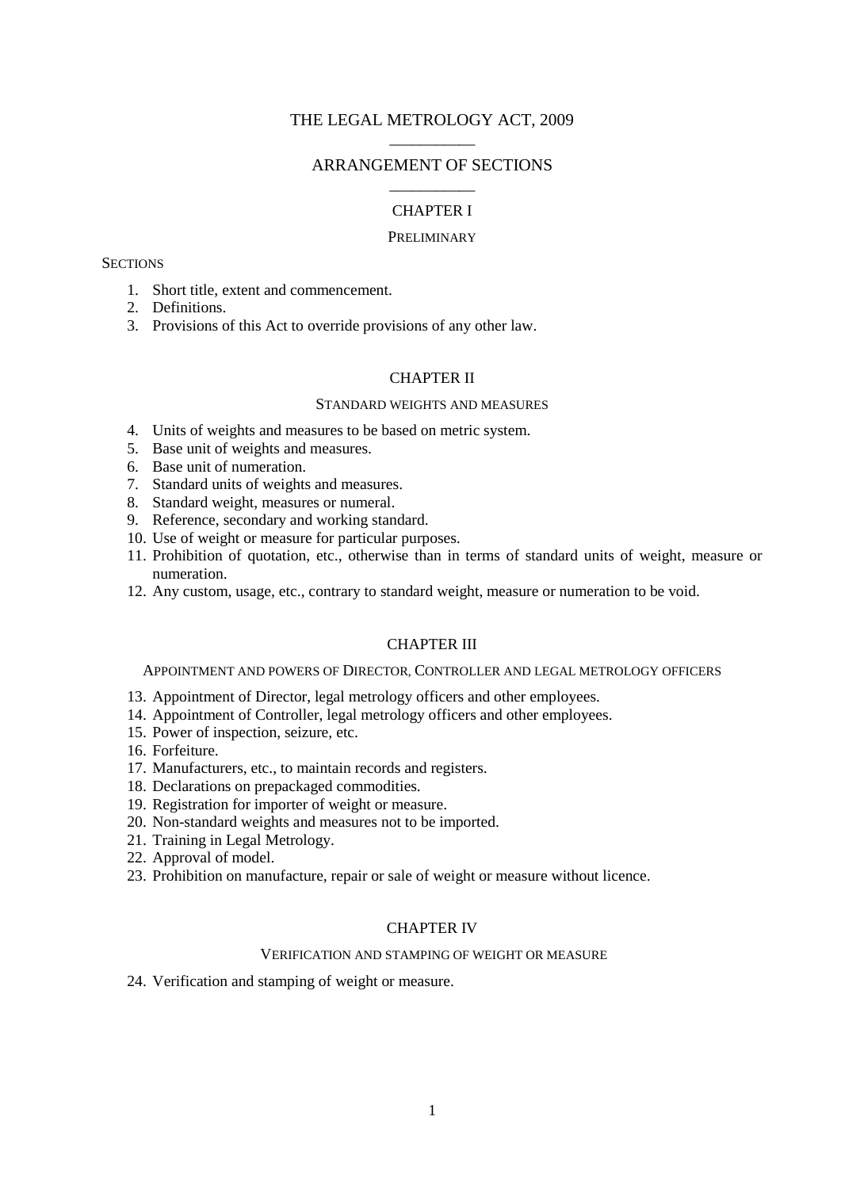# THE LEGAL METROLOGY ACT, 2009

## ARRANGEMENT OF SECTIONS

### CHAPTER I

PRELIMINARY

SECTIONS

1. Short title, extent and commencement.
2. Definitions.
3. Provisions of this Act to override provisions of any other law.

### CHAPTER II

STANDARD WEIGHTS AND MEASURES

4. Units of weights and measures to be based on metric system.
5. Base unit of weights and measures.
6. Base unit of numeration.
7. Standard units of weights and measures.
8. Standard weight, measures or numeral.
9. Reference, secondary and working standard.
10. Use of weight or measure for particular purposes.
11. Prohibition of quotation, etc., otherwise than in terms of standard units of weight, measure or numeration.
12. Any custom, usage, etc., contrary to standard weight, measure or numeration to be void.

### CHAPTER III

APPOINTMENT AND POWERS OF DIRECTOR, CONTROLLER AND LEGAL METROLOGY OFFICERS

13. Appointment of Director, legal metrology officers and other employees.
14. Appointment of Controller, legal metrology officers and other employees.
15. Power of inspection, seizure, etc.
16. Forfeiture.
17. Manufacturers, etc., to maintain records and registers.
18. Declarations on prepackaged commodities.
19. Registration for importer of weight or measure.
20. Non-standard weights and measures not to be imported.
21. Training in Legal Metrology.
22. Approval of model.
23. Prohibition on manufacture, repair or sale of weight or measure without licence.

### CHAPTER IV

VERIFICATION AND STAMPING OF WEIGHT OR MEASURE

24. Verification and stamping of weight or measure.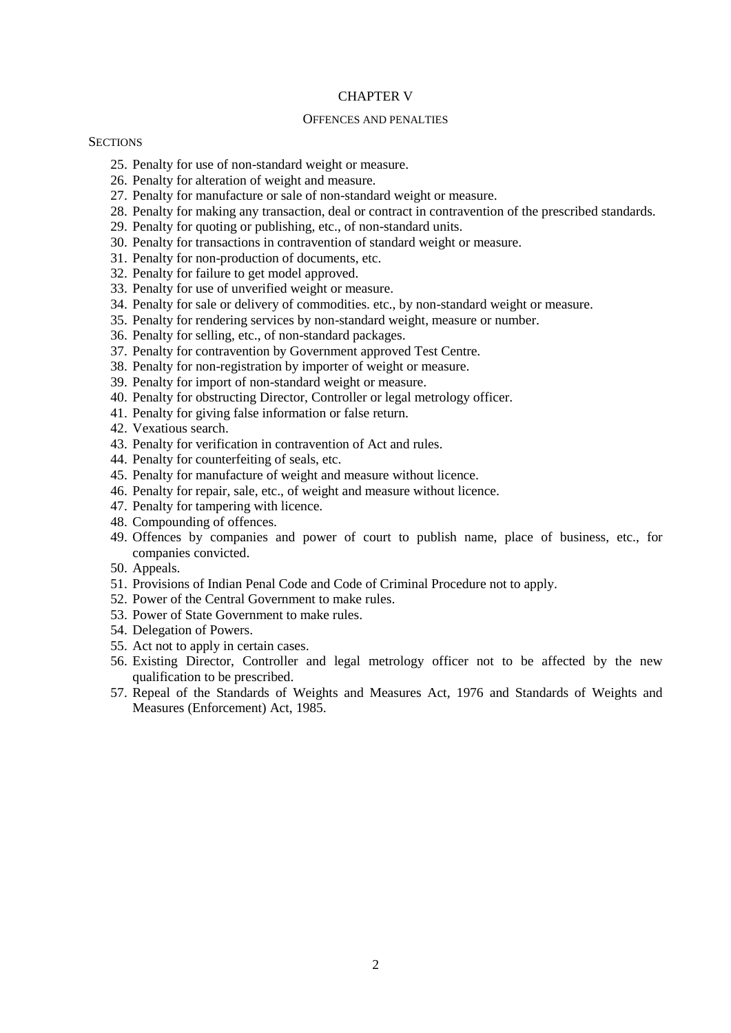CHAPTER V

OFFENCES AND PENALTIES

SECTIONS

25. Penalty for use of non-standard weight or measure.
26. Penalty for alteration of weight and measure.
27. Penalty for manufacture or sale of non-standard weight or measure.
28. Penalty for making any transaction, deal or contract in contravention of the prescribed standards.
29. Penalty for quoting or publishing, etc., of non-standard units.
30. Penalty for transactions in contravention of standard weight or measure.
31. Penalty for non-production of documents, etc.
32. Penalty for failure to get model approved.
33. Penalty for use of unverified weight or measure.
34. Penalty for sale or delivery of commodities. etc., by non-standard weight or measure.
35. Penalty for rendering services by non-standard weight, measure or number.
36. Penalty for selling, etc., of non-standard packages.
37. Penalty for contravention by Government approved Test Centre.
38. Penalty for non-registration by importer of weight or measure.
39. Penalty for import of non-standard weight or measure.
40. Penalty for obstructing Director, Controller or legal metrology officer.
41. Penalty for giving false information or false return.
42. Vexatious search.
43. Penalty for verification in contravention of Act and rules.
44. Penalty for counterfeiting of seals, etc.
45. Penalty for manufacture of weight and measure without licence.
46. Penalty for repair, sale, etc., of weight and measure without licence.
47. Penalty for tampering with licence.
48. Compounding of offences.
49. Offences by companies and power of court to publish name, place of business, etc., for companies convicted.
50. Appeals.
51. Provisions of Indian Penal Code and Code of Criminal Procedure not to apply.
52. Power of the Central Government to make rules.
53. Power of State Government to make rules.
54. Delegation of Powers.
55. Act not to apply in certain cases.
56. Existing Director, Controller and legal metrology officer not to be affected by the new qualification to be prescribed.
57. Repeal of the Standards of Weights and Measures Act, 1976 and Standards of Weights and Measures (Enforcement) Act, 1985.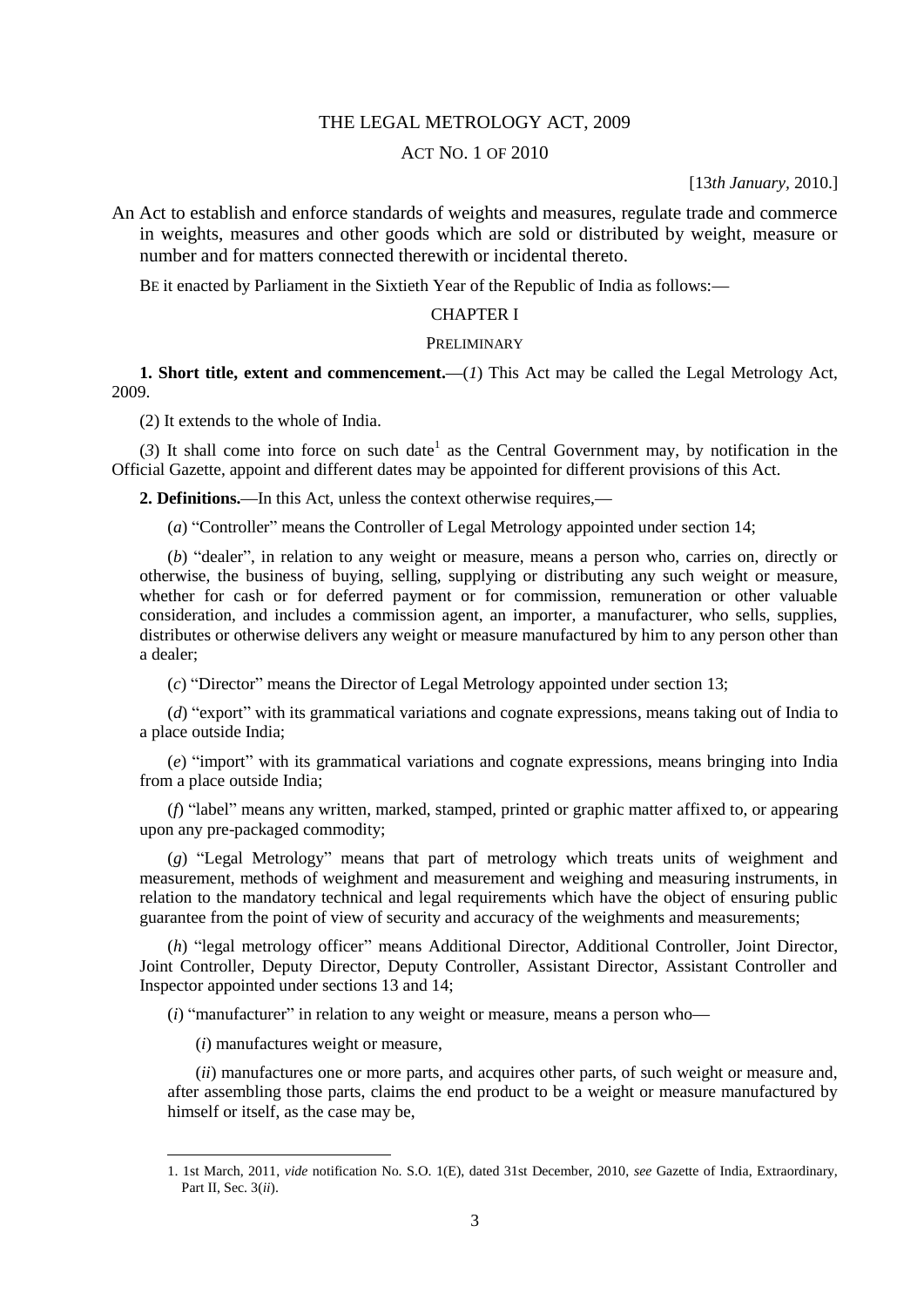# THE LEGAL METROLOGY ACT, 2009

## ACT NO. 1 OF 2010

[13*th January*, 2010.]

An Act to establish and enforce standards of weights and measures, regulate trade and commerce in weights, measures and other goods which are sold or distributed by weight, measure or number and for matters connected therewith or incidental thereto.

BE it enacted by Parliament in the Sixtieth Year of the Republic of India as follows:—

## CHAPTER I

### PRELIMINARY

**1. Short title, extent and commencement.**—(*1*) This Act may be called the Legal Metrology Act, 2009.

(2) It extends to the whole of India.

(*3*) It shall come into force on such date[1] as the Central Government may, by notification in the Official Gazette, appoint and different dates may be appointed for different provisions of this Act.

**2. Definitions.**—In this Act, unless the context otherwise requires,—

(*a*) "Controller" means the Controller of Legal Metrology appointed under section 14;

(*b*) "dealer", in relation to any weight or measure, means a person who, carries on, directly or otherwise, the business of buying, selling, supplying or distributing any such weight or measure, whether for cash or for deferred payment or for commission, remuneration or other valuable consideration, and includes a commission agent, an importer, a manufacturer, who sells, supplies, distributes or otherwise delivers any weight or measure manufactured by him to any person other than a dealer;

(*c*) "Director" means the Director of Legal Metrology appointed under section 13;

(*d*) "export" with its grammatical variations and cognate expressions, means taking out of India to a place outside India;

(*e*) "import" with its grammatical variations and cognate expressions, means bringing into India from a place outside India;

(*f*) "label" means any written, marked, stamped, printed or graphic matter affixed to, or appearing upon any pre-packaged commodity;

(*g*) "Legal Metrology" means that part of metrology which treats units of weighment and measurement, methods of weighment and measurement and weighing and measuring instruments, in relation to the mandatory technical and legal requirements which have the object of ensuring public guarantee from the point of view of security and accuracy of the weighments and measurements;

(*h*) "legal metrology officer" means Additional Director, Additional Controller, Joint Director, Joint Controller, Deputy Director, Deputy Controller, Assistant Director, Assistant Controller and Inspector appointed under sections 13 and 14;

(*i*) "manufacturer" in relation to any weight or measure, means a person who—

(*i*) manufactures weight or measure,

(*ii*) manufactures one or more parts, and acquires other parts, of such weight or measure and, after assembling those parts, claims the end product to be a weight or measure manufactured by himself or itself, as the case may be,

---

1. 1st March, 2011, *vide* notification No. S.O. 1(E), dated 31st December, 2010, *see* Gazette of India, Extraordinary, Part II, Sec. 3(*ii*).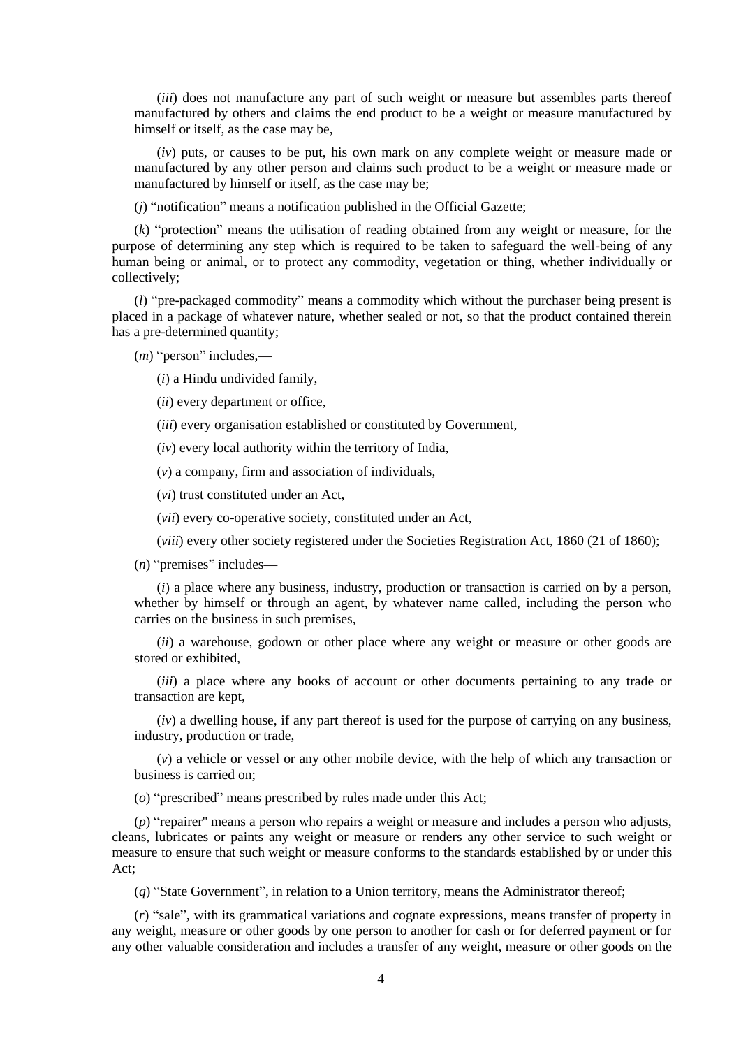(*iii*) does not manufacture any part of such weight or measure but assembles parts thereof manufactured by others and claims the end product to be a weight or measure manufactured by himself or itself, as the case may be,

(*iv*) puts, or causes to be put, his own mark on any complete weight or measure made or manufactured by any other person and claims such product to be a weight or measure made or manufactured by himself or itself, as the case may be;

(*j*) "notification" means a notification published in the Official Gazette;

(*k*) "protection" means the utilisation of reading obtained from any weight or measure, for the purpose of determining any step which is required to be taken to safeguard the well-being of any human being or animal, or to protect any commodity, vegetation or thing, whether individually or collectively;

(*l*) "pre-packaged commodity" means a commodity which without the purchaser being present is placed in a package of whatever nature, whether sealed or not, so that the product contained therein has a pre-determined quantity;

(*m*) "person" includes,—

(*i*) a Hindu undivided family,

(*ii*) every department or office,

(*iii*) every organisation established or constituted by Government,

(*iv*) every local authority within the territory of India,

(*v*) a company, firm and association of individuals,

(*vi*) trust constituted under an Act,

(*vii*) every co-operative society, constituted under an Act,

(*viii*) every other society registered under the Societies Registration Act, 1860 (21 of 1860);

(*n*) "premises" includes—

(*i*) a place where any business, industry, production or transaction is carried on by a person, whether by himself or through an agent, by whatever name called, including the person who carries on the business in such premises,

(*ii*) a warehouse, godown or other place where any weight or measure or other goods are stored or exhibited,

(*iii*) a place where any books of account or other documents pertaining to any trade or transaction are kept,

(*iv*) a dwelling house, if any part thereof is used for the purpose of carrying on any business, industry, production or trade,

(*v*) a vehicle or vessel or any other mobile device, with the help of which any transaction or business is carried on;

(*o*) "prescribed" means prescribed by rules made under this Act;

(*p*) "repairer" means a person who repairs a weight or measure and includes a person who adjusts, cleans, lubricates or paints any weight or measure or renders any other service to such weight or measure to ensure that such weight or measure conforms to the standards established by or under this Act;

(*q*) "State Government", in relation to a Union territory, means the Administrator thereof;

(*r*) "sale", with its grammatical variations and cognate expressions, means transfer of property in any weight, measure or other goods by one person to another for cash or for deferred payment or for any other valuable consideration and includes a transfer of any weight, measure or other goods on the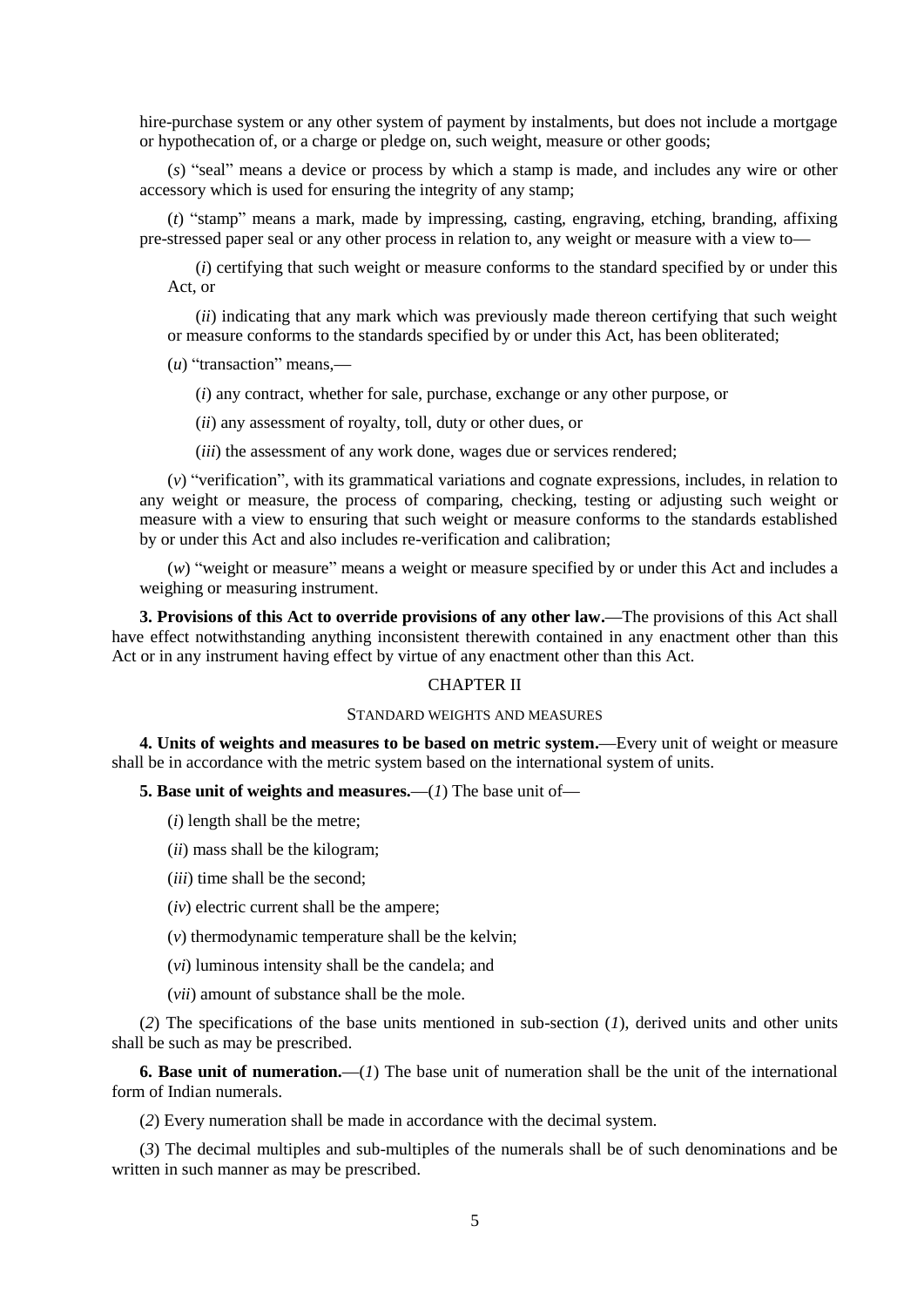hire-purchase system or any other system of payment by instalments, but does not include a mortgage or hypothecation of, or a charge or pledge on, such weight, measure or other goods;

(*s*) "seal" means a device or process by which a stamp is made, and includes any wire or other accessory which is used for ensuring the integrity of any stamp;

(*t*) "stamp" means a mark, made by impressing, casting, engraving, etching, branding, affixing pre-stressed paper seal or any other process in relation to, any weight or measure with a view to—

(*i*) certifying that such weight or measure conforms to the standard specified by or under this Act, or

(*ii*) indicating that any mark which was previously made thereon certifying that such weight or measure conforms to the standards specified by or under this Act, has been obliterated;

(*u*) "transaction" means,—

(*i*) any contract, whether for sale, purchase, exchange or any other purpose, or

(*ii*) any assessment of royalty, toll, duty or other dues, or

(*iii*) the assessment of any work done, wages due or services rendered;

(*v*) "verification", with its grammatical variations and cognate expressions, includes, in relation to any weight or measure, the process of comparing, checking, testing or adjusting such weight or measure with a view to ensuring that such weight or measure conforms to the standards established by or under this Act and also includes re-verification and calibration;

(*w*) "weight or measure" means a weight or measure specified by or under this Act and includes a weighing or measuring instrument.

**3. Provisions of this Act to override provisions of any other law.**—The provisions of this Act shall have effect notwithstanding anything inconsistent therewith contained in any enactment other than this Act or in any instrument having effect by virtue of any enactment other than this Act.

## CHAPTER II

### STANDARD WEIGHTS AND MEASURES

**4. Units of weights and measures to be based on metric system.**—Every unit of weight or measure shall be in accordance with the metric system based on the international system of units.

**5. Base unit of weights and measures.**—(*1*) The base unit of—

(*i*) length shall be the metre;

(*ii*) mass shall be the kilogram;

(*iii*) time shall be the second;

(*iv*) electric current shall be the ampere;

(*v*) thermodynamic temperature shall be the kelvin;

(*vi*) luminous intensity shall be the candela; and

(*vii*) amount of substance shall be the mole.

(*2*) The specifications of the base units mentioned in sub-section (*1*), derived units and other units shall be such as may be prescribed.

**6. Base unit of numeration.**—(*1*) The base unit of numeration shall be the unit of the international form of Indian numerals.

(*2*) Every numeration shall be made in accordance with the decimal system.

(*3*) The decimal multiples and sub-multiples of the numerals shall be of such denominations and be written in such manner as may be prescribed.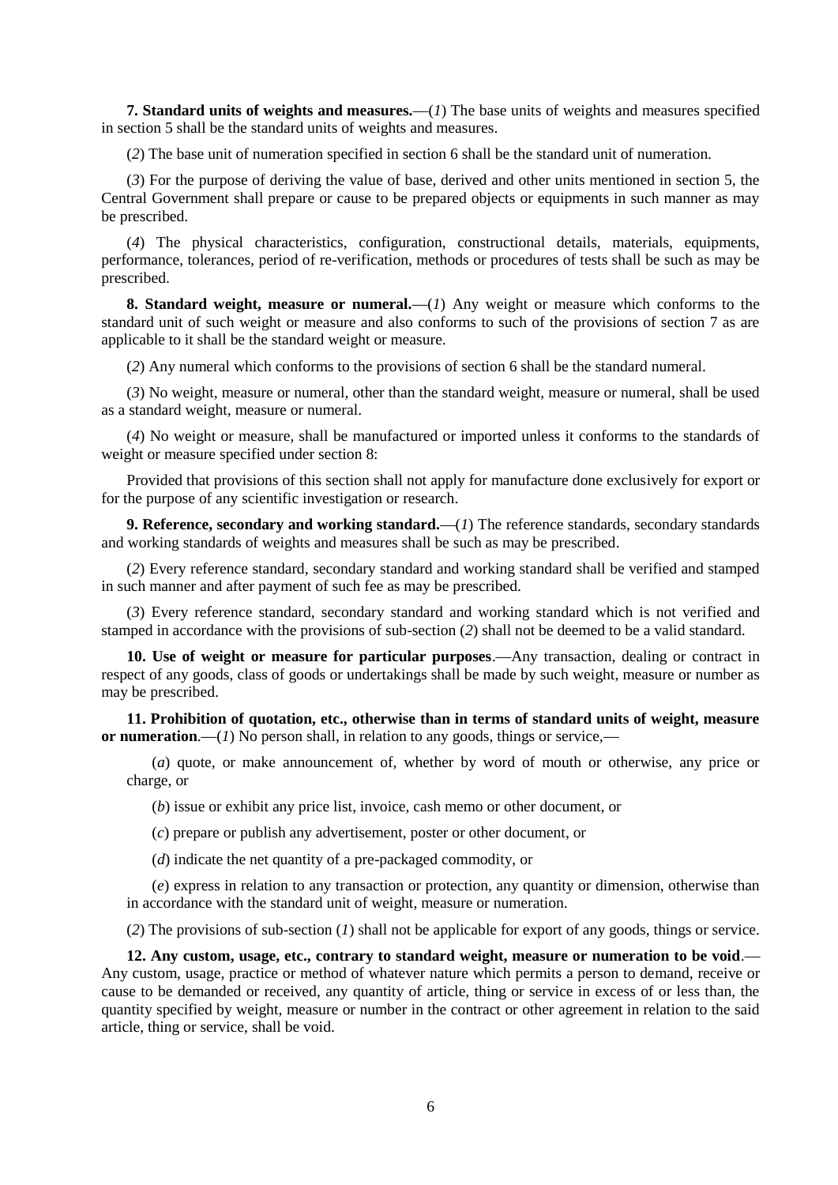**7. Standard units of weights and measures.**—(*1*) The base units of weights and measures specified in section 5 shall be the standard units of weights and measures.

(*2*) The base unit of numeration specified in section 6 shall be the standard unit of numeration.

(*3*) For the purpose of deriving the value of base, derived and other units mentioned in section 5, the Central Government shall prepare or cause to be prepared objects or equipments in such manner as may be prescribed.

(*4*) The physical characteristics, configuration, constructional details, materials, equipments, performance, tolerances, period of re-verification, methods or procedures of tests shall be such as may be prescribed.

**8. Standard weight, measure or numeral.**—(*1*) Any weight or measure which conforms to the standard unit of such weight or measure and also conforms to such of the provisions of section 7 as are applicable to it shall be the standard weight or measure.

(*2*) Any numeral which conforms to the provisions of section 6 shall be the standard numeral.

(*3*) No weight, measure or numeral, other than the standard weight, measure or numeral, shall be used as a standard weight, measure or numeral.

(*4*) No weight or measure, shall be manufactured or imported unless it conforms to the standards of weight or measure specified under section 8:

Provided that provisions of this section shall not apply for manufacture done exclusively for export or for the purpose of any scientific investigation or research.

**9. Reference, secondary and working standard.**—(*1*) The reference standards, secondary standards and working standards of weights and measures shall be such as may be prescribed.

(*2*) Every reference standard, secondary standard and working standard shall be verified and stamped in such manner and after payment of such fee as may be prescribed.

(*3*) Every reference standard, secondary standard and working standard which is not verified and stamped in accordance with the provisions of sub-section (*2*) shall not be deemed to be a valid standard.

**10. Use of weight or measure for particular purposes**.—Any transaction, dealing or contract in respect of any goods, class of goods or undertakings shall be made by such weight, measure or number as may be prescribed.

**11. Prohibition of quotation, etc., otherwise than in terms of standard units of weight, measure or numeration**.—(*1*) No person shall, in relation to any goods, things or service,—

(*a*) quote, or make announcement of, whether by word of mouth or otherwise, any price or charge, or

(*b*) issue or exhibit any price list, invoice, cash memo or other document, or

(*c*) prepare or publish any advertisement, poster or other document, or

(*d*) indicate the net quantity of a pre-packaged commodity, or

(*e*) express in relation to any transaction or protection, any quantity or dimension, otherwise than in accordance with the standard unit of weight, measure or numeration.

(*2*) The provisions of sub-section (*1*) shall not be applicable for export of any goods, things or service.

**12. Any custom, usage, etc., contrary to standard weight, measure or numeration to be void**.—Any custom, usage, practice or method of whatever nature which permits a person to demand, receive or cause to be demanded or received, any quantity of article, thing or service in excess of or less than, the quantity specified by weight, measure or number in the contract or other agreement in relation to the said article, thing or service, shall be void.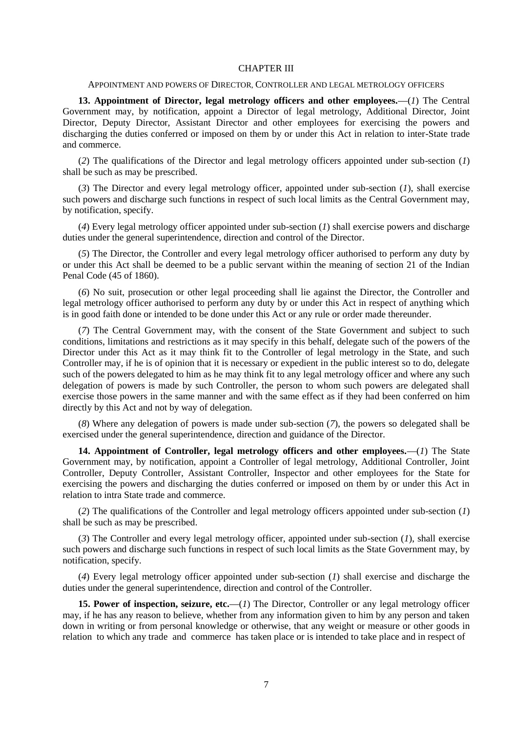## CHAPTER III

### APPOINTMENT AND POWERS OF DIRECTOR, CONTROLLER AND LEGAL METROLOGY OFFICERS

**13. Appointment of Director, legal metrology officers and other employees.**—(*1*) The Central Government may, by notification, appoint a Director of legal metrology, Additional Director, Joint Director, Deputy Director, Assistant Director and other employees for exercising the powers and discharging the duties conferred or imposed on them by or under this Act in relation to inter-State trade and commerce.

(*2*) The qualifications of the Director and legal metrology officers appointed under sub-section (*1*) shall be such as may be prescribed.

(*3*) The Director and every legal metrology officer, appointed under sub-section (*1*), shall exercise such powers and discharge such functions in respect of such local limits as the Central Government may, by notification, specify.

(*4*) Every legal metrology officer appointed under sub-section (*1*) shall exercise powers and discharge duties under the general superintendence, direction and control of the Director.

(*5*) The Director, the Controller and every legal metrology officer authorised to perform any duty by or under this Act shall be deemed to be a public servant within the meaning of section 21 of the Indian Penal Code (45 of 1860).

(*6*) No suit, prosecution or other legal proceeding shall lie against the Director, the Controller and legal metrology officer authorised to perform any duty by or under this Act in respect of anything which is in good faith done or intended to be done under this Act or any rule or order made thereunder.

(*7*) The Central Government may, with the consent of the State Government and subject to such conditions, limitations and restrictions as it may specify in this behalf, delegate such of the powers of the Director under this Act as it may think fit to the Controller of legal metrology in the State, and such Controller may, if he is of opinion that it is necessary or expedient in the public interest so to do, delegate such of the powers delegated to him as he may think fit to any legal metrology officer and where any such delegation of powers is made by such Controller, the person to whom such powers are delegated shall exercise those powers in the same manner and with the same effect as if they had been conferred on him directly by this Act and not by way of delegation.

(*8*) Where any delegation of powers is made under sub-section (*7*), the powers so delegated shall be exercised under the general superintendence, direction and guidance of the Director.

**14. Appointment of Controller, legal metrology officers and other employees.**—(*1*) The State Government may, by notification, appoint a Controller of legal metrology, Additional Controller, Joint Controller, Deputy Controller, Assistant Controller, Inspector and other employees for the State for exercising the powers and discharging the duties conferred or imposed on them by or under this Act in relation to intra State trade and commerce.

(*2*) The qualifications of the Controller and legal metrology officers appointed under sub-section (*1*) shall be such as may be prescribed.

(*3*) The Controller and every legal metrology officer, appointed under sub-section (*1*), shall exercise such powers and discharge such functions in respect of such local limits as the State Government may, by notification, specify.

(*4*) Every legal metrology officer appointed under sub-section (*1*) shall exercise and discharge the duties under the general superintendence, direction and control of the Controller.

**15. Power of inspection, seizure, etc.**—(*1*) The Director, Controller or any legal metrology officer may, if he has any reason to believe, whether from any information given to him by any person and taken down in writing or from personal knowledge or otherwise, that any weight or measure or other goods in relation to which any trade and commerce has taken place or is intended to take place and in respect of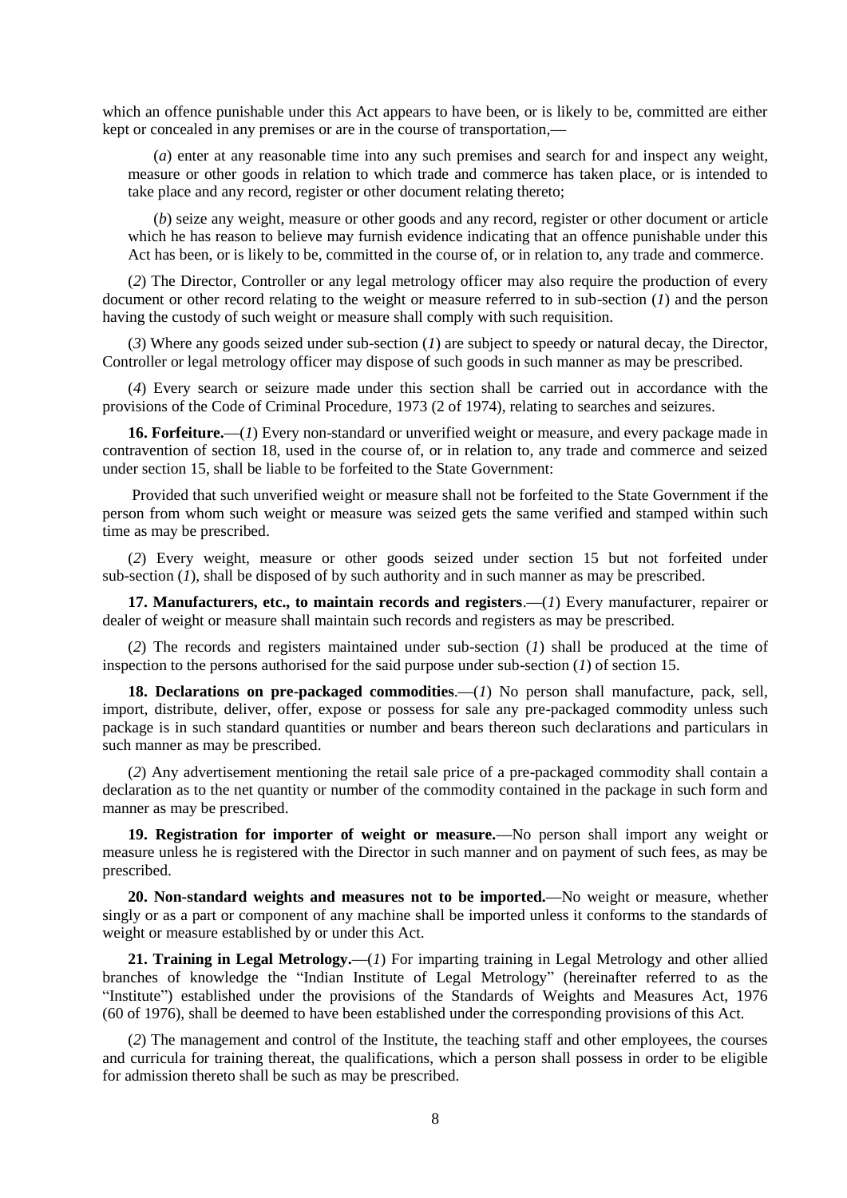which an offence punishable under this Act appears to have been, or is likely to be, committed are either kept or concealed in any premises or are in the course of transportation,—

(*a*) enter at any reasonable time into any such premises and search for and inspect any weight, measure or other goods in relation to which trade and commerce has taken place, or is intended to take place and any record, register or other document relating thereto;

(*b*) seize any weight, measure or other goods and any record, register or other document or article which he has reason to believe may furnish evidence indicating that an offence punishable under this Act has been, or is likely to be, committed in the course of, or in relation to, any trade and commerce.

(*2*) The Director, Controller or any legal metrology officer may also require the production of every document or other record relating to the weight or measure referred to in sub-section (*1*) and the person having the custody of such weight or measure shall comply with such requisition.

(*3*) Where any goods seized under sub-section (*1*) are subject to speedy or natural decay, the Director, Controller or legal metrology officer may dispose of such goods in such manner as may be prescribed.

(*4*) Every search or seizure made under this section shall be carried out in accordance with the provisions of the Code of Criminal Procedure, 1973 (2 of 1974), relating to searches and seizures.

**16. Forfeiture.**—(*1*) Every non-standard or unverified weight or measure, and every package made in contravention of section 18, used in the course of, or in relation to, any trade and commerce and seized under section 15, shall be liable to be forfeited to the State Government:

Provided that such unverified weight or measure shall not be forfeited to the State Government if the person from whom such weight or measure was seized gets the same verified and stamped within such time as may be prescribed.

(*2*) Every weight, measure or other goods seized under section 15 but not forfeited under sub-section (*1*), shall be disposed of by such authority and in such manner as may be prescribed.

**17. Manufacturers, etc., to maintain records and registers**.—(*1*) Every manufacturer, repairer or dealer of weight or measure shall maintain such records and registers as may be prescribed.

(*2*) The records and registers maintained under sub-section (*1*) shall be produced at the time of inspection to the persons authorised for the said purpose under sub-section (*1*) of section 15.

**18. Declarations on pre-packaged commodities**.—(*1*) No person shall manufacture, pack, sell, import, distribute, deliver, offer, expose or possess for sale any pre-packaged commodity unless such package is in such standard quantities or number and bears thereon such declarations and particulars in such manner as may be prescribed.

(*2*) Any advertisement mentioning the retail sale price of a pre-packaged commodity shall contain a declaration as to the net quantity or number of the commodity contained in the package in such form and manner as may be prescribed.

**19. Registration for importer of weight or measure.**—No person shall import any weight or measure unless he is registered with the Director in such manner and on payment of such fees, as may be prescribed.

**20. Non-standard weights and measures not to be imported.**—No weight or measure, whether singly or as a part or component of any machine shall be imported unless it conforms to the standards of weight or measure established by or under this Act.

**21. Training in Legal Metrology.**—(*1*) For imparting training in Legal Metrology and other allied branches of knowledge the "Indian Institute of Legal Metrology" (hereinafter referred to as the "Institute") established under the provisions of the Standards of Weights and Measures Act, 1976 (60 of 1976), shall be deemed to have been established under the corresponding provisions of this Act.

(*2*) The management and control of the Institute, the teaching staff and other employees, the courses and curricula for training thereat, the qualifications, which a person shall possess in order to be eligible for admission thereto shall be such as may be prescribed.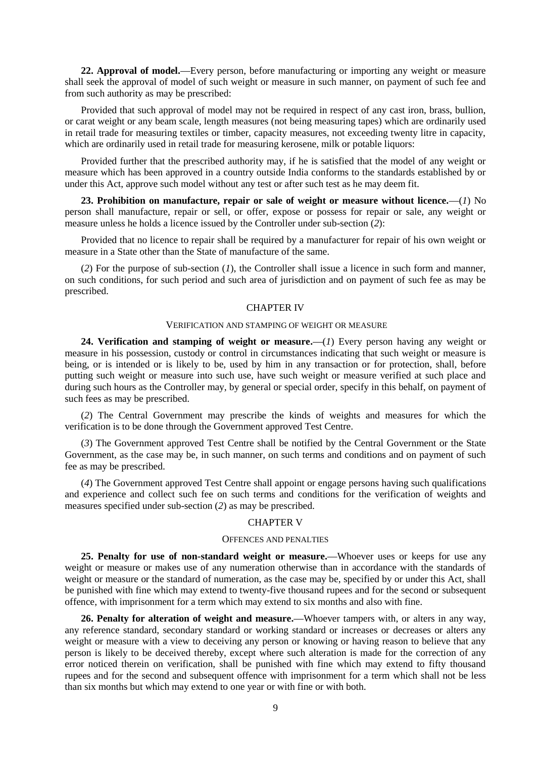**22. Approval of model.**—Every person, before manufacturing or importing any weight or measure shall seek the approval of model of such weight or measure in such manner, on payment of such fee and from such authority as may be prescribed:

Provided that such approval of model may not be required in respect of any cast iron, brass, bullion, or carat weight or any beam scale, length measures (not being measuring tapes) which are ordinarily used in retail trade for measuring textiles or timber, capacity measures, not exceeding twenty litre in capacity, which are ordinarily used in retail trade for measuring kerosene, milk or potable liquors:

Provided further that the prescribed authority may, if he is satisfied that the model of any weight or measure which has been approved in a country outside India conforms to the standards established by or under this Act, approve such model without any test or after such test as he may deem fit.

**23. Prohibition on manufacture, repair or sale of weight or measure without licence.**—(*1*) No person shall manufacture, repair or sell, or offer, expose or possess for repair or sale, any weight or measure unless he holds a licence issued by the Controller under sub-section (*2*):

Provided that no licence to repair shall be required by a manufacturer for repair of his own weight or measure in a State other than the State of manufacture of the same.

(*2*) For the purpose of sub-section (*1*), the Controller shall issue a licence in such form and manner, on such conditions, for such period and such area of jurisdiction and on payment of such fee as may be prescribed.

## CHAPTER IV

### VERIFICATION AND STAMPING OF WEIGHT OR MEASURE

**24. Verification and stamping of weight or measure.**—(*1*) Every person having any weight or measure in his possession, custody or control in circumstances indicating that such weight or measure is being, or is intended or is likely to be, used by him in any transaction or for protection, shall, before putting such weight or measure into such use, have such weight or measure verified at such place and during such hours as the Controller may, by general or special order, specify in this behalf, on payment of such fees as may be prescribed.

(*2*) The Central Government may prescribe the kinds of weights and measures for which the verification is to be done through the Government approved Test Centre.

(*3*) The Government approved Test Centre shall be notified by the Central Government or the State Government, as the case may be, in such manner, on such terms and conditions and on payment of such fee as may be prescribed.

(*4*) The Government approved Test Centre shall appoint or engage persons having such qualifications and experience and collect such fee on such terms and conditions for the verification of weights and measures specified under sub-section (*2*) as may be prescribed.

## CHAPTER V

### OFFENCES AND PENALTIES

**25. Penalty for use of non-standard weight or measure.**—Whoever uses or keeps for use any weight or measure or makes use of any numeration otherwise than in accordance with the standards of weight or measure or the standard of numeration, as the case may be, specified by or under this Act, shall be punished with fine which may extend to twenty-five thousand rupees and for the second or subsequent offence, with imprisonment for a term which may extend to six months and also with fine.

**26. Penalty for alteration of weight and measure.**—Whoever tampers with, or alters in any way, any reference standard, secondary standard or working standard or increases or decreases or alters any weight or measure with a view to deceiving any person or knowing or having reason to believe that any person is likely to be deceived thereby, except where such alteration is made for the correction of any error noticed therein on verification, shall be punished with fine which may extend to fifty thousand rupees and for the second and subsequent offence with imprisonment for a term which shall not be less than six months but which may extend to one year or with fine or with both.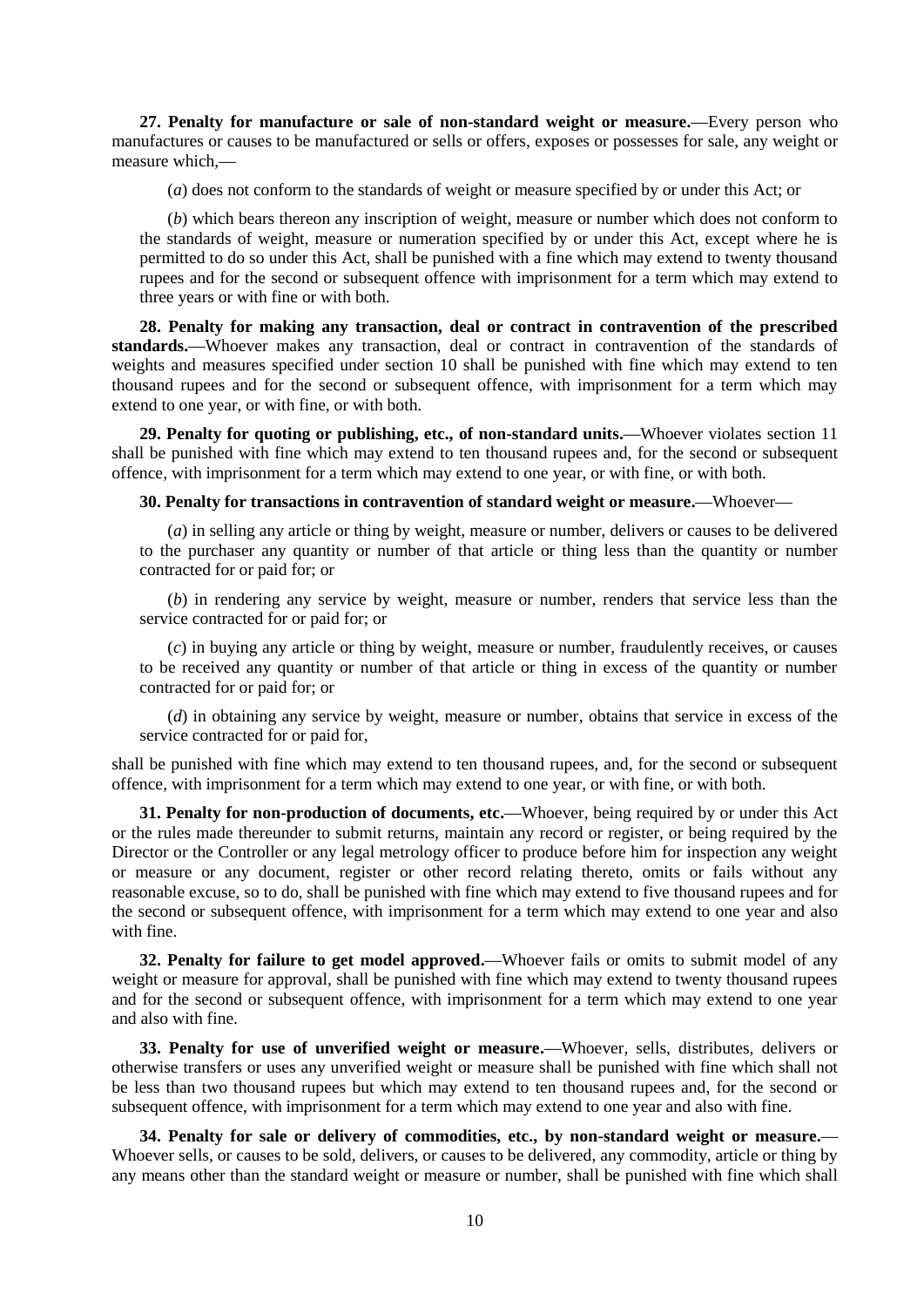**27. Penalty for manufacture or sale of non-standard weight or measure.**—Every person who manufactures or causes to be manufactured or sells or offers, exposes or possesses for sale, any weight or measure which,—

(*a*) does not conform to the standards of weight or measure specified by or under this Act; or

(*b*) which bears thereon any inscription of weight, measure or number which does not conform to the standards of weight, measure or numeration specified by or under this Act, except where he is permitted to do so under this Act, shall be punished with a fine which may extend to twenty thousand rupees and for the second or subsequent offence with imprisonment for a term which may extend to three years or with fine or with both.

**28. Penalty for making any transaction, deal or contract in contravention of the prescribed standards.**—Whoever makes any transaction, deal or contract in contravention of the standards of weights and measures specified under section 10 shall be punished with fine which may extend to ten thousand rupees and for the second or subsequent offence, with imprisonment for a term which may extend to one year, or with fine, or with both.

**29. Penalty for quoting or publishing, etc., of non-standard units.**—Whoever violates section 11 shall be punished with fine which may extend to ten thousand rupees and, for the second or subsequent offence, with imprisonment for a term which may extend to one year, or with fine, or with both.

**30. Penalty for transactions in contravention of standard weight or measure.**—Whoever—

(*a*) in selling any article or thing by weight, measure or number, delivers or causes to be delivered to the purchaser any quantity or number of that article or thing less than the quantity or number contracted for or paid for; or

(*b*) in rendering any service by weight, measure or number, renders that service less than the service contracted for or paid for; or

(*c*) in buying any article or thing by weight, measure or number, fraudulently receives, or causes to be received any quantity or number of that article or thing in excess of the quantity or number contracted for or paid for; or

(*d*) in obtaining any service by weight, measure or number, obtains that service in excess of the service contracted for or paid for,

shall be punished with fine which may extend to ten thousand rupees, and, for the second or subsequent offence, with imprisonment for a term which may extend to one year, or with fine, or with both.

**31. Penalty for non-production of documents, etc.**—Whoever, being required by or under this Act or the rules made thereunder to submit returns, maintain any record or register, or being required by the Director or the Controller or any legal metrology officer to produce before him for inspection any weight or measure or any document, register or other record relating thereto, omits or fails without any reasonable excuse, so to do, shall be punished with fine which may extend to five thousand rupees and for the second or subsequent offence, with imprisonment for a term which may extend to one year and also with fine.

**32. Penalty for failure to get model approved.**—Whoever fails or omits to submit model of any weight or measure for approval, shall be punished with fine which may extend to twenty thousand rupees and for the second or subsequent offence, with imprisonment for a term which may extend to one year and also with fine.

**33. Penalty for use of unverified weight or measure.**—Whoever, sells, distributes, delivers or otherwise transfers or uses any unverified weight or measure shall be punished with fine which shall not be less than two thousand rupees but which may extend to ten thousand rupees and, for the second or subsequent offence, with imprisonment for a term which may extend to one year and also with fine.

**34. Penalty for sale or delivery of commodities, etc., by non-standard weight or measure.**—Whoever sells, or causes to be sold, delivers, or causes to be delivered, any commodity, article or thing by any means other than the standard weight or measure or number, shall be punished with fine which shall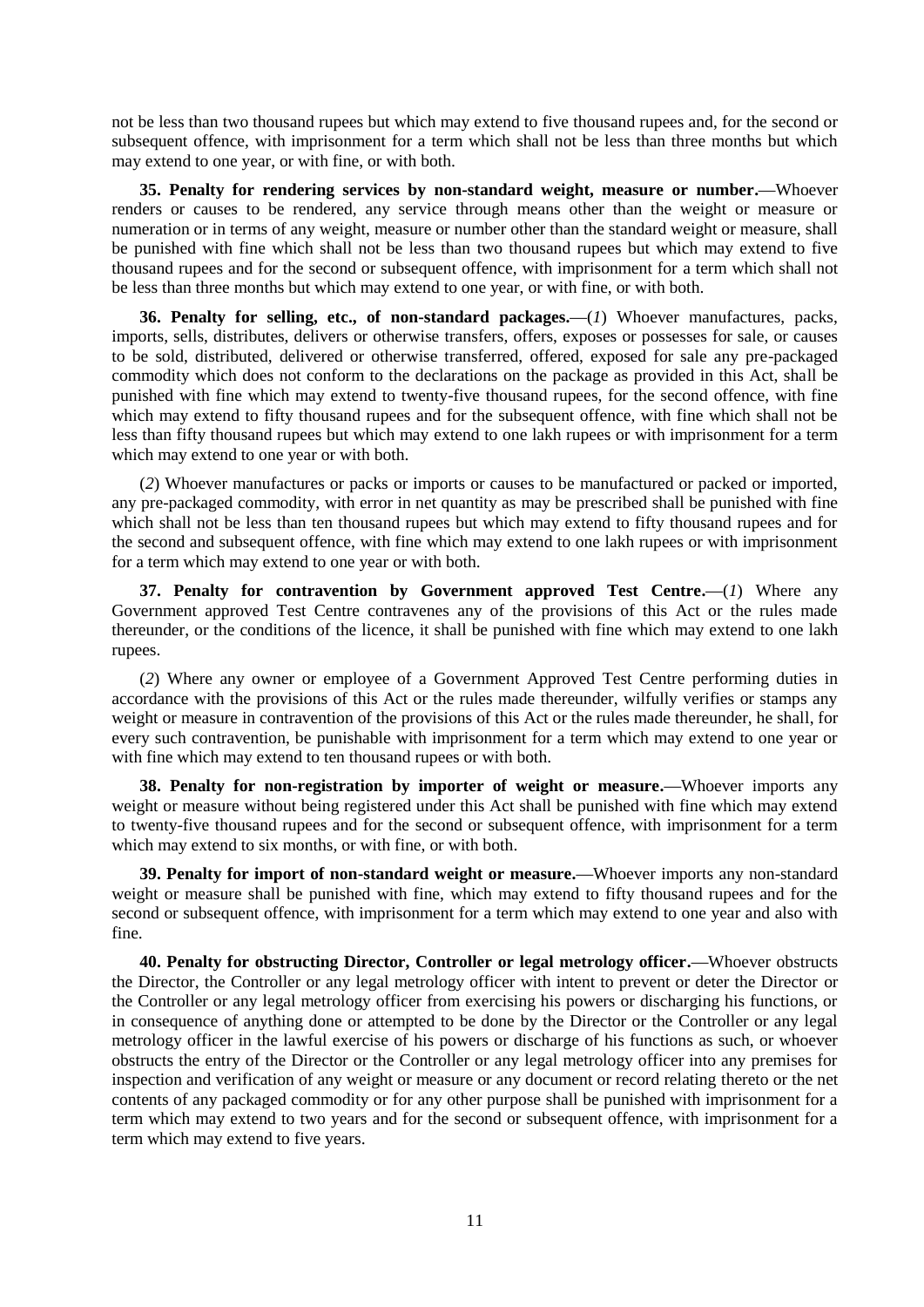not be less than two thousand rupees but which may extend to five thousand rupees and, for the second or subsequent offence, with imprisonment for a term which shall not be less than three months but which may extend to one year, or with fine, or with both.

**35. Penalty for rendering services by non-standard weight, measure or number.**—Whoever renders or causes to be rendered, any service through means other than the weight or measure or numeration or in terms of any weight, measure or number other than the standard weight or measure, shall be punished with fine which shall not be less than two thousand rupees but which may extend to five thousand rupees and for the second or subsequent offence, with imprisonment for a term which shall not be less than three months but which may extend to one year, or with fine, or with both.

**36. Penalty for selling, etc., of non-standard packages.**—(*1*) Whoever manufactures, packs, imports, sells, distributes, delivers or otherwise transfers, offers, exposes or possesses for sale, or causes to be sold, distributed, delivered or otherwise transferred, offered, exposed for sale any pre-packaged commodity which does not conform to the declarations on the package as provided in this Act, shall be punished with fine which may extend to twenty-five thousand rupees, for the second offence, with fine which may extend to fifty thousand rupees and for the subsequent offence, with fine which shall not be less than fifty thousand rupees but which may extend to one lakh rupees or with imprisonment for a term which may extend to one year or with both.

(*2*) Whoever manufactures or packs or imports or causes to be manufactured or packed or imported, any pre-packaged commodity, with error in net quantity as may be prescribed shall be punished with fine which shall not be less than ten thousand rupees but which may extend to fifty thousand rupees and for the second and subsequent offence, with fine which may extend to one lakh rupees or with imprisonment for a term which may extend to one year or with both.

**37. Penalty for contravention by Government approved Test Centre.**—(*1*) Where any Government approved Test Centre contravenes any of the provisions of this Act or the rules made thereunder, or the conditions of the licence, it shall be punished with fine which may extend to one lakh rupees.

(*2*) Where any owner or employee of a Government Approved Test Centre performing duties in accordance with the provisions of this Act or the rules made thereunder, wilfully verifies or stamps any weight or measure in contravention of the provisions of this Act or the rules made thereunder, he shall, for every such contravention, be punishable with imprisonment for a term which may extend to one year or with fine which may extend to ten thousand rupees or with both.

**38. Penalty for non-registration by importer of weight or measure.**—Whoever imports any weight or measure without being registered under this Act shall be punished with fine which may extend to twenty-five thousand rupees and for the second or subsequent offence, with imprisonment for a term which may extend to six months, or with fine, or with both.

**39. Penalty for import of non-standard weight or measure.**—Whoever imports any non-standard weight or measure shall be punished with fine, which may extend to fifty thousand rupees and for the second or subsequent offence, with imprisonment for a term which may extend to one year and also with fine.

**40. Penalty for obstructing Director, Controller or legal metrology officer.**—Whoever obstructs the Director, the Controller or any legal metrology officer with intent to prevent or deter the Director or the Controller or any legal metrology officer from exercising his powers or discharging his functions, or in consequence of anything done or attempted to be done by the Director or the Controller or any legal metrology officer in the lawful exercise of his powers or discharge of his functions as such, or whoever obstructs the entry of the Director or the Controller or any legal metrology officer into any premises for inspection and verification of any weight or measure or any document or record relating thereto or the net contents of any packaged commodity or for any other purpose shall be punished with imprisonment for a term which may extend to two years and for the second or subsequent offence, with imprisonment for a term which may extend to five years.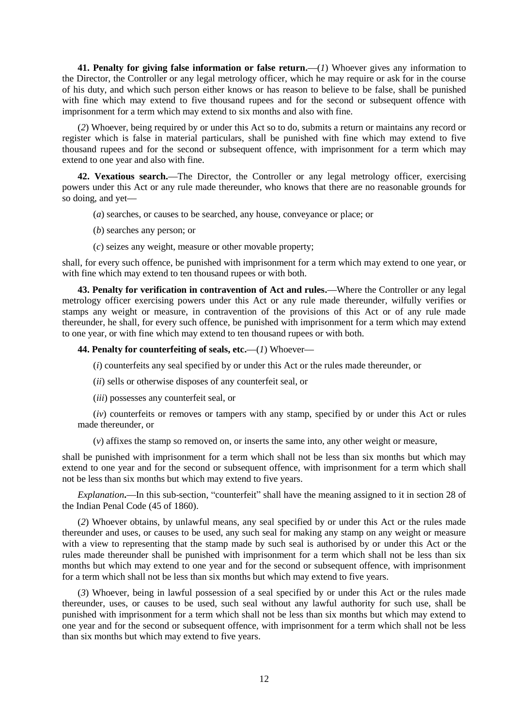**41. Penalty for giving false information or false return.**—(*1*) Whoever gives any information to the Director, the Controller or any legal metrology officer, which he may require or ask for in the course of his duty, and which such person either knows or has reason to believe to be false, shall be punished with fine which may extend to five thousand rupees and for the second or subsequent offence with imprisonment for a term which may extend to six months and also with fine.

(*2*) Whoever, being required by or under this Act so to do, submits a return or maintains any record or register which is false in material particulars, shall be punished with fine which may extend to five thousand rupees and for the second or subsequent offence, with imprisonment for a term which may extend to one year and also with fine.

**42. Vexatious search.**—The Director, the Controller or any legal metrology officer, exercising powers under this Act or any rule made thereunder, who knows that there are no reasonable grounds for so doing, and yet—

(*a*) searches, or causes to be searched, any house, conveyance or place; or

(*b*) searches any person; or

(*c*) seizes any weight, measure or other movable property;

shall, for every such offence, be punished with imprisonment for a term which may extend to one year, or with fine which may extend to ten thousand rupees or with both.

**43. Penalty for verification in contravention of Act and rules.**—Where the Controller or any legal metrology officer exercising powers under this Act or any rule made thereunder, wilfully verifies or stamps any weight or measure, in contravention of the provisions of this Act or of any rule made thereunder, he shall, for every such offence, be punished with imprisonment for a term which may extend to one year, or with fine which may extend to ten thousand rupees or with both.

**44. Penalty for counterfeiting of seals, etc.**—(*1*) Whoever—

(*i*) counterfeits any seal specified by or under this Act or the rules made thereunder, or

(*ii*) sells or otherwise disposes of any counterfeit seal, or

(*iii*) possesses any counterfeit seal, or

(*iv*) counterfeits or removes or tampers with any stamp, specified by or under this Act or rules made thereunder, or

(*v*) affixes the stamp so removed on, or inserts the same into, any other weight or measure,

shall be punished with imprisonment for a term which shall not be less than six months but which may extend to one year and for the second or subsequent offence, with imprisonment for a term which shall not be less than six months but which may extend to five years.

*Explanation***.**—In this sub-section, "counterfeit" shall have the meaning assigned to it in section 28 of the Indian Penal Code (45 of 1860).

(*2*) Whoever obtains, by unlawful means, any seal specified by or under this Act or the rules made thereunder and uses, or causes to be used, any such seal for making any stamp on any weight or measure with a view to representing that the stamp made by such seal is authorised by or under this Act or the rules made thereunder shall be punished with imprisonment for a term which shall not be less than six months but which may extend to one year and for the second or subsequent offence, with imprisonment for a term which shall not be less than six months but which may extend to five years.

(*3*) Whoever, being in lawful possession of a seal specified by or under this Act or the rules made thereunder, uses, or causes to be used, such seal without any lawful authority for such use, shall be punished with imprisonment for a term which shall not be less than six months but which may extend to one year and for the second or subsequent offence, with imprisonment for a term which shall not be less than six months but which may extend to five years.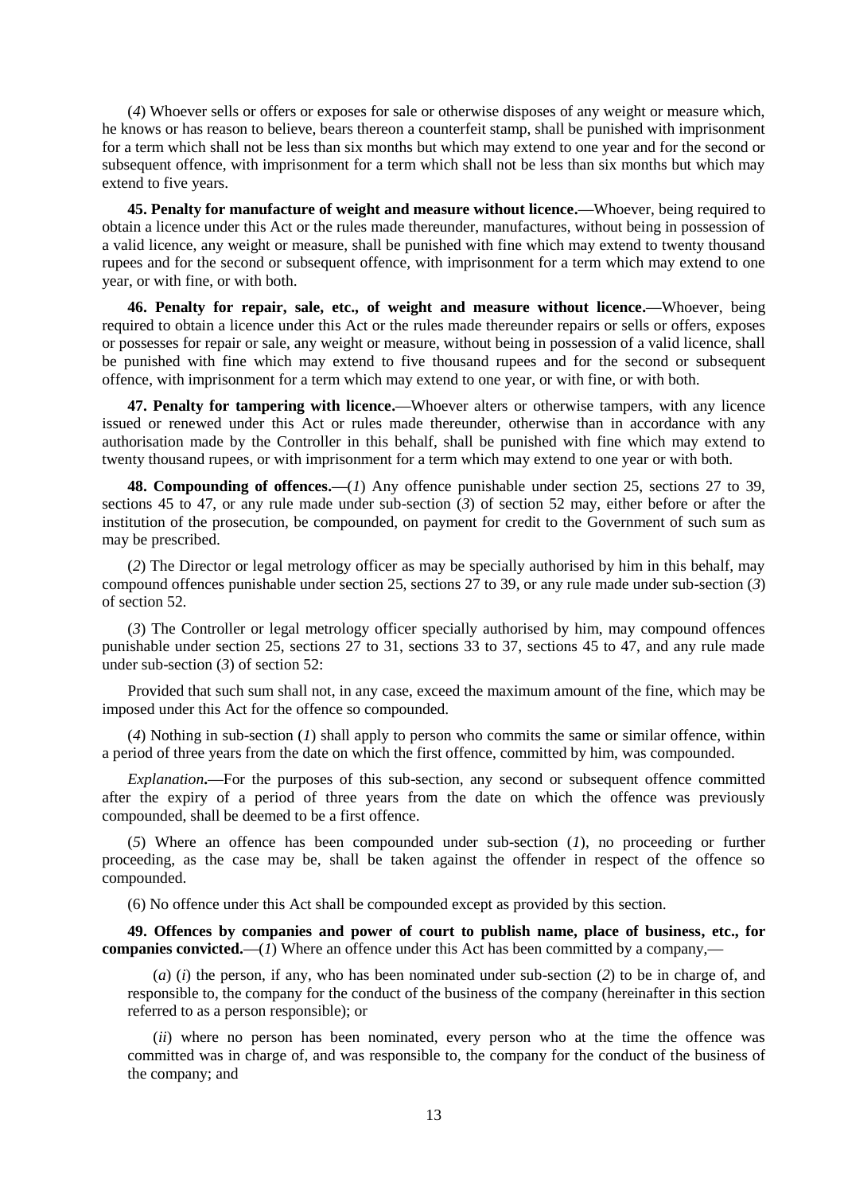(*4*) Whoever sells or offers or exposes for sale or otherwise disposes of any weight or measure which, he knows or has reason to believe, bears thereon a counterfeit stamp, shall be punished with imprisonment for a term which shall not be less than six months but which may extend to one year and for the second or subsequent offence, with imprisonment for a term which shall not be less than six months but which may extend to five years.

**45. Penalty for manufacture of weight and measure without licence.**—Whoever, being required to obtain a licence under this Act or the rules made thereunder, manufactures, without being in possession of a valid licence, any weight or measure, shall be punished with fine which may extend to twenty thousand rupees and for the second or subsequent offence, with imprisonment for a term which may extend to one year, or with fine, or with both.

**46. Penalty for repair, sale, etc., of weight and measure without licence.**—Whoever, being required to obtain a licence under this Act or the rules made thereunder repairs or sells or offers, exposes or possesses for repair or sale, any weight or measure, without being in possession of a valid licence, shall be punished with fine which may extend to five thousand rupees and for the second or subsequent offence, with imprisonment for a term which may extend to one year, or with fine, or with both.

**47. Penalty for tampering with licence.**—Whoever alters or otherwise tampers, with any licence issued or renewed under this Act or rules made thereunder, otherwise than in accordance with any authorisation made by the Controller in this behalf, shall be punished with fine which may extend to twenty thousand rupees, or with imprisonment for a term which may extend to one year or with both.

**48. Compounding of offences.**—(*1*) Any offence punishable under section 25, sections 27 to 39, sections 45 to 47, or any rule made under sub-section (*3*) of section 52 may, either before or after the institution of the prosecution, be compounded, on payment for credit to the Government of such sum as may be prescribed.

(*2*) The Director or legal metrology officer as may be specially authorised by him in this behalf, may compound offences punishable under section 25, sections 27 to 39, or any rule made under sub-section (*3*) of section 52.

(*3*) The Controller or legal metrology officer specially authorised by him, may compound offences punishable under section 25, sections 27 to 31, sections 33 to 37, sections 45 to 47, and any rule made under sub-section (*3*) of section 52:

Provided that such sum shall not, in any case, exceed the maximum amount of the fine, which may be imposed under this Act for the offence so compounded.

(*4*) Nothing in sub-section (*1*) shall apply to person who commits the same or similar offence, within a period of three years from the date on which the first offence, committed by him, was compounded.

*Explanation***.**—For the purposes of this sub-section, any second or subsequent offence committed after the expiry of a period of three years from the date on which the offence was previously compounded, shall be deemed to be a first offence.

(*5*) Where an offence has been compounded under sub-section (*1*), no proceeding or further proceeding, as the case may be, shall be taken against the offender in respect of the offence so compounded.

(6) No offence under this Act shall be compounded except as provided by this section.

**49. Offences by companies and power of court to publish name, place of business, etc., for companies convicted.**—(*1*) Where an offence under this Act has been committed by a company,—

(*a*) (*i*) the person, if any, who has been nominated under sub-section (*2*) to be in charge of, and responsible to, the company for the conduct of the business of the company (hereinafter in this section referred to as a person responsible); or

(*ii*) where no person has been nominated, every person who at the time the offence was committed was in charge of, and was responsible to, the company for the conduct of the business of the company; and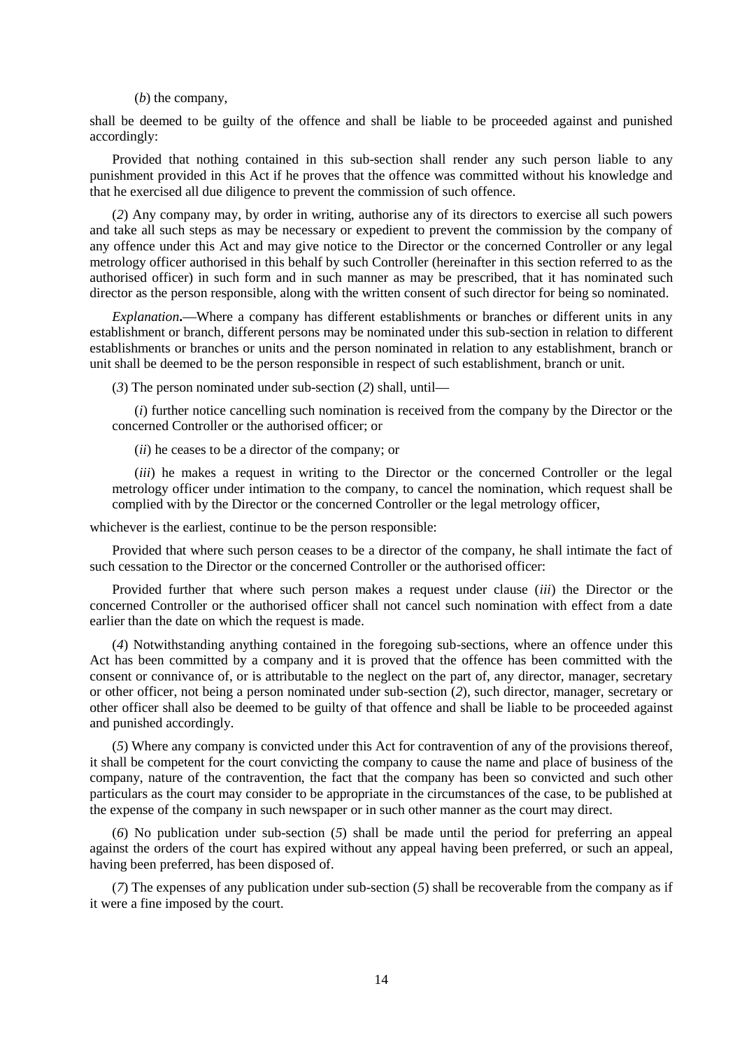(*b*) the company,

shall be deemed to be guilty of the offence and shall be liable to be proceeded against and punished accordingly:

Provided that nothing contained in this sub-section shall render any such person liable to any punishment provided in this Act if he proves that the offence was committed without his knowledge and that he exercised all due diligence to prevent the commission of such offence.

(*2*) Any company may, by order in writing, authorise any of its directors to exercise all such powers and take all such steps as may be necessary or expedient to prevent the commission by the company of any offence under this Act and may give notice to the Director or the concerned Controller or any legal metrology officer authorised in this behalf by such Controller (hereinafter in this section referred to as the authorised officer) in such form and in such manner as may be prescribed, that it has nominated such director as the person responsible, along with the written consent of such director for being so nominated.

*Explanation***.**—Where a company has different establishments or branches or different units in any establishment or branch, different persons may be nominated under this sub-section in relation to different establishments or branches or units and the person nominated in relation to any establishment, branch or unit shall be deemed to be the person responsible in respect of such establishment, branch or unit.

(*3*) The person nominated under sub-section (*2*) shall, until—

(*i*) further notice cancelling such nomination is received from the company by the Director or the concerned Controller or the authorised officer; or

(*ii*) he ceases to be a director of the company; or

(*iii*) he makes a request in writing to the Director or the concerned Controller or the legal metrology officer under intimation to the company, to cancel the nomination, which request shall be complied with by the Director or the concerned Controller or the legal metrology officer,

whichever is the earliest, continue to be the person responsible:

Provided that where such person ceases to be a director of the company, he shall intimate the fact of such cessation to the Director or the concerned Controller or the authorised officer:

Provided further that where such person makes a request under clause (*iii*) the Director or the concerned Controller or the authorised officer shall not cancel such nomination with effect from a date earlier than the date on which the request is made.

(*4*) Notwithstanding anything contained in the foregoing sub-sections, where an offence under this Act has been committed by a company and it is proved that the offence has been committed with the consent or connivance of, or is attributable to the neglect on the part of, any director, manager, secretary or other officer, not being a person nominated under sub-section (*2*), such director, manager, secretary or other officer shall also be deemed to be guilty of that offence and shall be liable to be proceeded against and punished accordingly.

(*5*) Where any company is convicted under this Act for contravention of any of the provisions thereof, it shall be competent for the court convicting the company to cause the name and place of business of the company, nature of the contravention, the fact that the company has been so convicted and such other particulars as the court may consider to be appropriate in the circumstances of the case, to be published at the expense of the company in such newspaper or in such other manner as the court may direct.

(*6*) No publication under sub-section (*5*) shall be made until the period for preferring an appeal against the orders of the court has expired without any appeal having been preferred, or such an appeal, having been preferred, has been disposed of.

(*7*) The expenses of any publication under sub-section (*5*) shall be recoverable from the company as if it were a fine imposed by the court.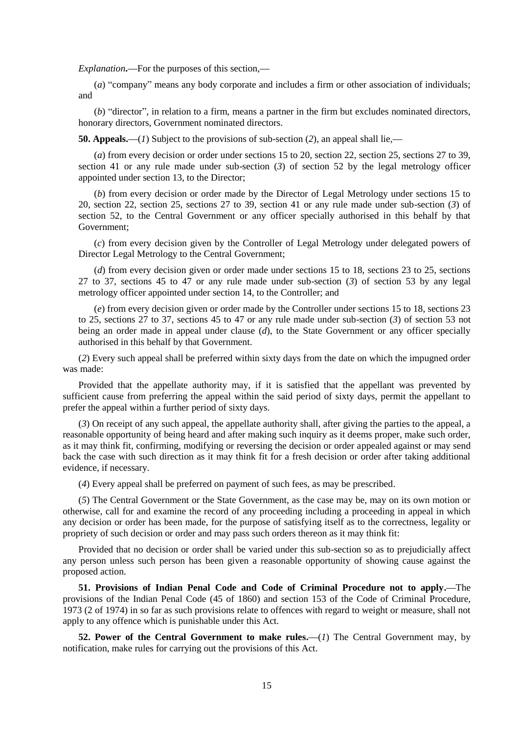*Explanation***.**—For the purposes of this section,—

(*a*) "company" means any body corporate and includes a firm or other association of individuals; and

(*b*) "director", in relation to a firm, means a partner in the firm but excludes nominated directors, honorary directors, Government nominated directors.

**50. Appeals.**—(*1*) Subject to the provisions of sub-section (*2*), an appeal shall lie,—

(*a*) from every decision or order under sections 15 to 20, section 22, section 25, sections 27 to 39, section 41 or any rule made under sub-section (*3*) of section 52 by the legal metrology officer appointed under section 13, to the Director;

(*b*) from every decision or order made by the Director of Legal Metrology under sections 15 to 20, section 22, section 25, sections 27 to 39, section 41 or any rule made under sub-section (*3*) of section 52, to the Central Government or any officer specially authorised in this behalf by that Government;

(*c*) from every decision given by the Controller of Legal Metrology under delegated powers of Director Legal Metrology to the Central Government;

(*d*) from every decision given or order made under sections 15 to 18, sections 23 to 25, sections 27 to 37, sections 45 to 47 or any rule made under sub-section (*3*) of section 53 by any legal metrology officer appointed under section 14, to the Controller; and

(*e*) from every decision given or order made by the Controller under sections 15 to 18, sections 23 to 25, sections 27 to 37, sections 45 to 47 or any rule made under sub-section (*3*) of section 53 not being an order made in appeal under clause (*d*), to the State Government or any officer specially authorised in this behalf by that Government.

(*2*) Every such appeal shall be preferred within sixty days from the date on which the impugned order was made:

Provided that the appellate authority may, if it is satisfied that the appellant was prevented by sufficient cause from preferring the appeal within the said period of sixty days, permit the appellant to prefer the appeal within a further period of sixty days.

(*3*) On receipt of any such appeal, the appellate authority shall, after giving the parties to the appeal, a reasonable opportunity of being heard and after making such inquiry as it deems proper, make such order, as it may think fit, confirming, modifying or reversing the decision or order appealed against or may send back the case with such direction as it may think fit for a fresh decision or order after taking additional evidence, if necessary.

(*4*) Every appeal shall be preferred on payment of such fees, as may be prescribed.

(*5*) The Central Government or the State Government, as the case may be, may on its own motion or otherwise, call for and examine the record of any proceeding including a proceeding in appeal in which any decision or order has been made, for the purpose of satisfying itself as to the correctness, legality or propriety of such decision or order and may pass such orders thereon as it may think fit:

Provided that no decision or order shall be varied under this sub-section so as to prejudicially affect any person unless such person has been given a reasonable opportunity of showing cause against the proposed action.

**51. Provisions of Indian Penal Code and Code of Criminal Procedure not to apply.**—The provisions of the Indian Penal Code (45 of 1860) and section 153 of the Code of Criminal Procedure, 1973 (2 of 1974) in so far as such provisions relate to offences with regard to weight or measure, shall not apply to any offence which is punishable under this Act.

**52. Power of the Central Government to make rules.**—(*1*) The Central Government may, by notification, make rules for carrying out the provisions of this Act.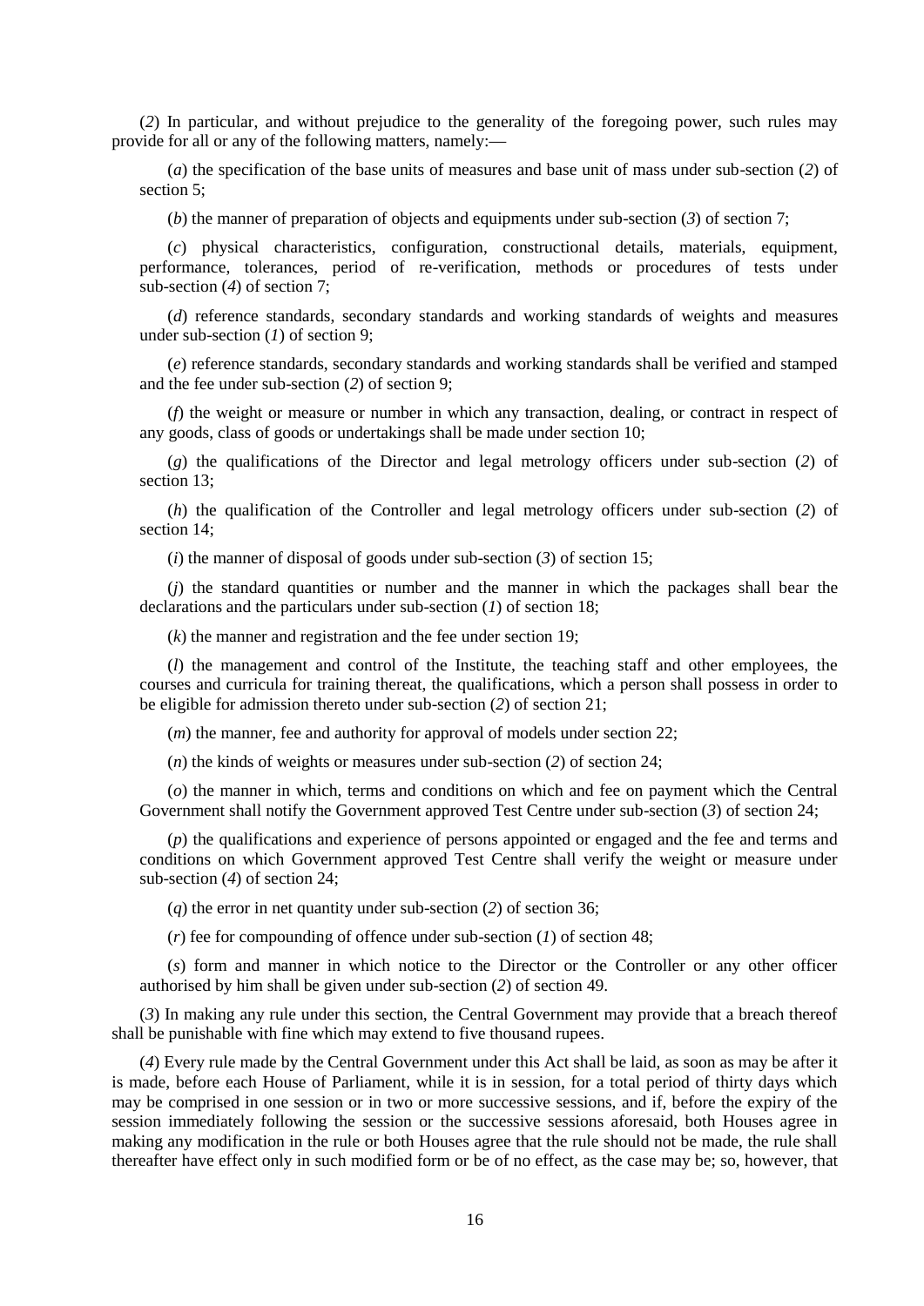(*2*) In particular, and without prejudice to the generality of the foregoing power, such rules may provide for all or any of the following matters, namely:—

(*a*) the specification of the base units of measures and base unit of mass under sub-section (*2*) of section 5;

(*b*) the manner of preparation of objects and equipments under sub-section (*3*) of section 7;

(*c*) physical characteristics, configuration, constructional details, materials, equipment, performance, tolerances, period of re-verification, methods or procedures of tests under sub-section (*4*) of section 7;

(*d*) reference standards, secondary standards and working standards of weights and measures under sub-section (*1*) of section 9;

(*e*) reference standards, secondary standards and working standards shall be verified and stamped and the fee under sub-section (*2*) of section 9;

(*f*) the weight or measure or number in which any transaction, dealing, or contract in respect of any goods, class of goods or undertakings shall be made under section 10;

(*g*) the qualifications of the Director and legal metrology officers under sub-section (*2*) of section 13;

(*h*) the qualification of the Controller and legal metrology officers under sub-section (*2*) of section 14;

(*i*) the manner of disposal of goods under sub-section (*3*) of section 15;

(*j*) the standard quantities or number and the manner in which the packages shall bear the declarations and the particulars under sub-section (*1*) of section 18;

(*k*) the manner and registration and the fee under section 19;

(*l*) the management and control of the Institute, the teaching staff and other employees, the courses and curricula for training thereat, the qualifications, which a person shall possess in order to be eligible for admission thereto under sub-section (*2*) of section 21;

(*m*) the manner, fee and authority for approval of models under section 22;

(*n*) the kinds of weights or measures under sub-section (*2*) of section 24;

(*o*) the manner in which, terms and conditions on which and fee on payment which the Central Government shall notify the Government approved Test Centre under sub-section (*3*) of section 24;

(*p*) the qualifications and experience of persons appointed or engaged and the fee and terms and conditions on which Government approved Test Centre shall verify the weight or measure under sub-section (*4*) of section 24;

(*q*) the error in net quantity under sub-section (*2*) of section 36;

(*r*) fee for compounding of offence under sub-section (*1*) of section 48;

(*s*) form and manner in which notice to the Director or the Controller or any other officer authorised by him shall be given under sub-section (*2*) of section 49.

(*3*) In making any rule under this section, the Central Government may provide that a breach thereof shall be punishable with fine which may extend to five thousand rupees.

(*4*) Every rule made by the Central Government under this Act shall be laid, as soon as may be after it is made, before each House of Parliament, while it is in session, for a total period of thirty days which may be comprised in one session or in two or more successive sessions, and if, before the expiry of the session immediately following the session or the successive sessions aforesaid, both Houses agree in making any modification in the rule or both Houses agree that the rule should not be made, the rule shall thereafter have effect only in such modified form or be of no effect, as the case may be; so, however, that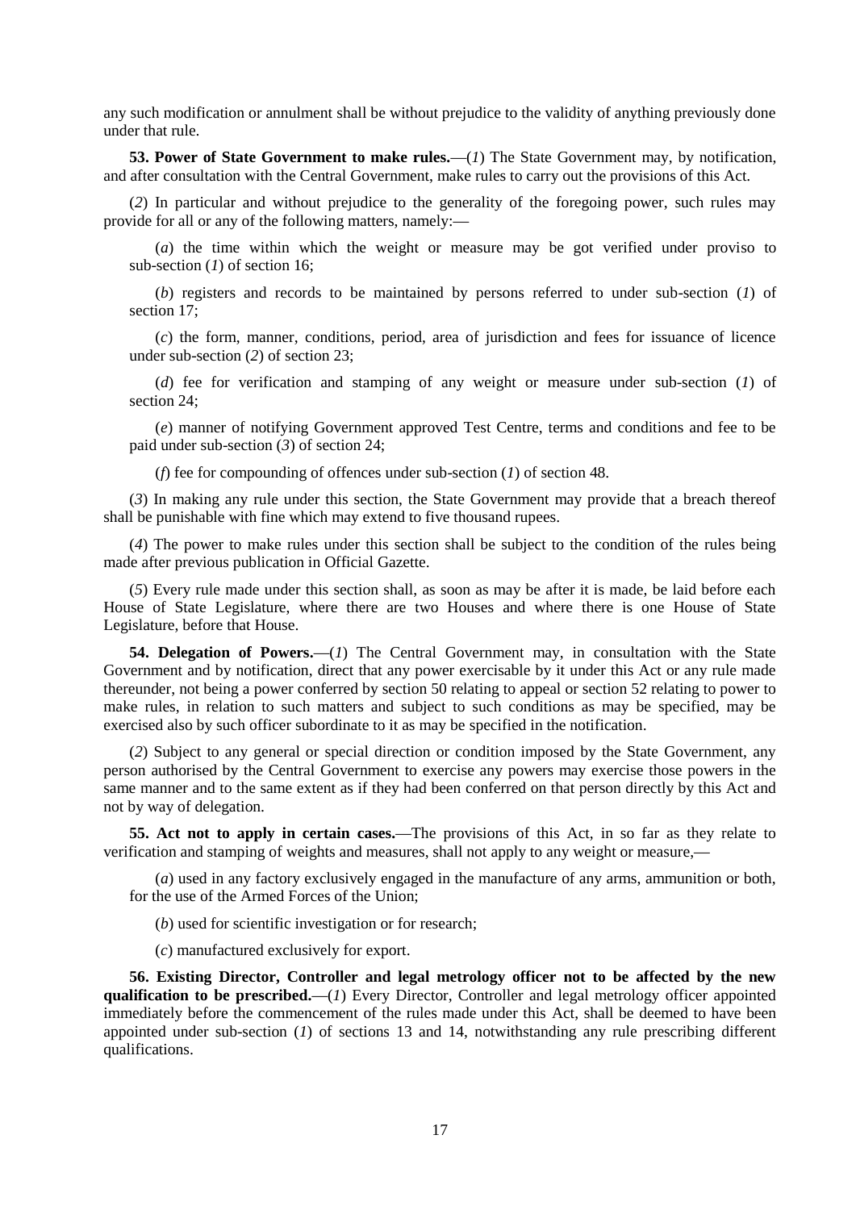any such modification or annulment shall be without prejudice to the validity of anything previously done under that rule.

**53. Power of State Government to make rules.**—(*1*) The State Government may, by notification, and after consultation with the Central Government, make rules to carry out the provisions of this Act.

(*2*) In particular and without prejudice to the generality of the foregoing power, such rules may provide for all or any of the following matters, namely:—

(*a*) the time within which the weight or measure may be got verified under proviso to sub-section (*1*) of section 16;

(*b*) registers and records to be maintained by persons referred to under sub-section (*1*) of section 17;

(*c*) the form, manner, conditions, period, area of jurisdiction and fees for issuance of licence under sub-section (*2*) of section 23;

(*d*) fee for verification and stamping of any weight or measure under sub-section (*1*) of section 24;

(*e*) manner of notifying Government approved Test Centre, terms and conditions and fee to be paid under sub-section (*3*) of section 24;

(*f*) fee for compounding of offences under sub-section (*1*) of section 48.

(*3*) In making any rule under this section, the State Government may provide that a breach thereof shall be punishable with fine which may extend to five thousand rupees.

(*4*) The power to make rules under this section shall be subject to the condition of the rules being made after previous publication in Official Gazette.

(*5*) Every rule made under this section shall, as soon as may be after it is made, be laid before each House of State Legislature, where there are two Houses and where there is one House of State Legislature, before that House.

**54. Delegation of Powers.**—(*1*) The Central Government may, in consultation with the State Government and by notification, direct that any power exercisable by it under this Act or any rule made thereunder, not being a power conferred by section 50 relating to appeal or section 52 relating to power to make rules, in relation to such matters and subject to such conditions as may be specified, may be exercised also by such officer subordinate to it as may be specified in the notification.

(*2*) Subject to any general or special direction or condition imposed by the State Government, any person authorised by the Central Government to exercise any powers may exercise those powers in the same manner and to the same extent as if they had been conferred on that person directly by this Act and not by way of delegation.

**55. Act not to apply in certain cases.**—The provisions of this Act, in so far as they relate to verification and stamping of weights and measures, shall not apply to any weight or measure,—

(*a*) used in any factory exclusively engaged in the manufacture of any arms, ammunition or both, for the use of the Armed Forces of the Union;

(*b*) used for scientific investigation or for research;

(*c*) manufactured exclusively for export.

**56. Existing Director, Controller and legal metrology officer not to be affected by the new qualification to be prescribed.**—(*1*) Every Director, Controller and legal metrology officer appointed immediately before the commencement of the rules made under this Act, shall be deemed to have been appointed under sub-section (*1*) of sections 13 and 14, notwithstanding any rule prescribing different qualifications.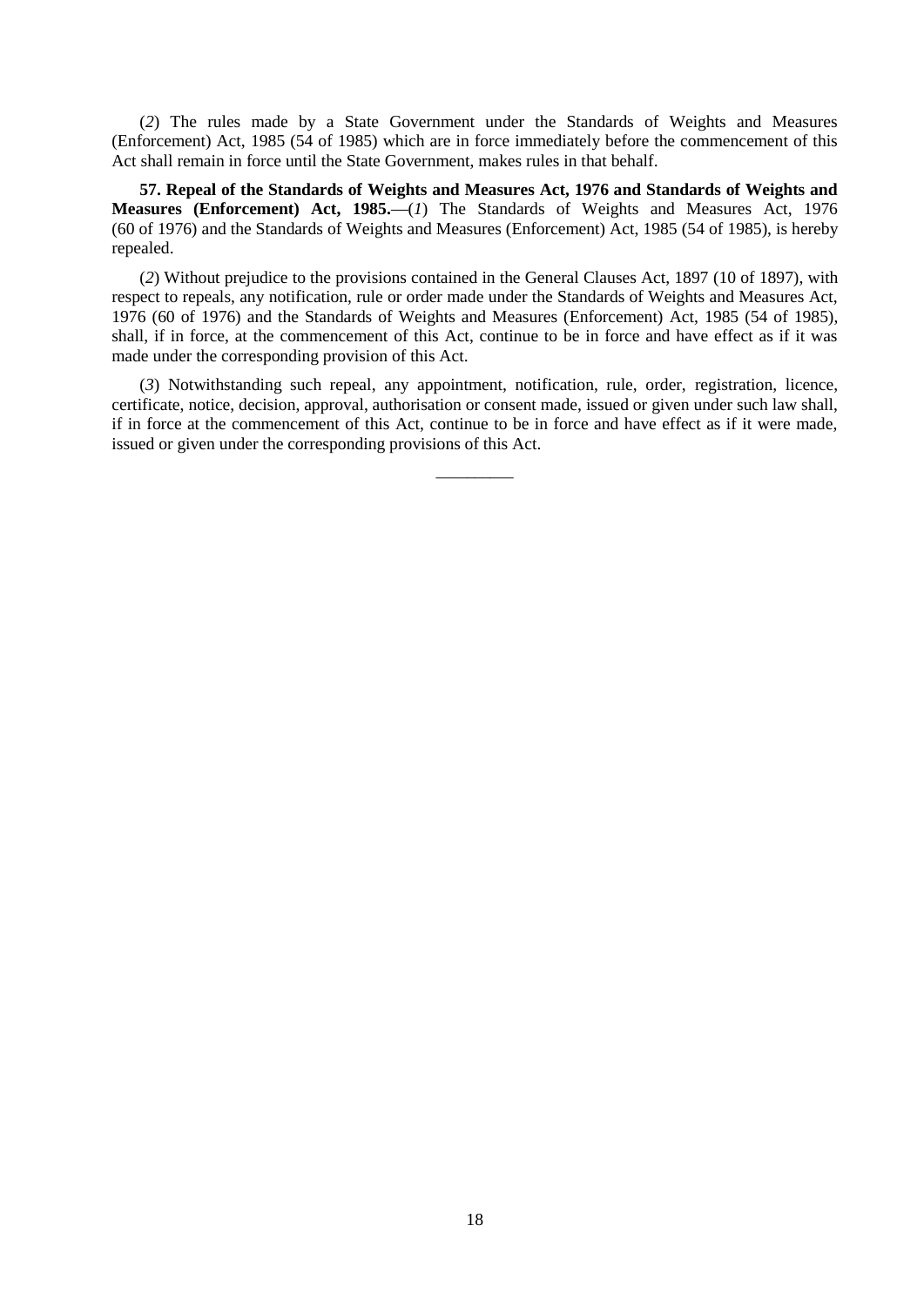(*2*) The rules made by a State Government under the Standards of Weights and Measures (Enforcement) Act, 1985 (54 of 1985) which are in force immediately before the commencement of this Act shall remain in force until the State Government, makes rules in that behalf.

**57. Repeal of the Standards of Weights and Measures Act, 1976 and Standards of Weights and Measures (Enforcement) Act, 1985.**—(*1*) The Standards of Weights and Measures Act, 1976 (60 of 1976) and the Standards of Weights and Measures (Enforcement) Act, 1985 (54 of 1985), is hereby repealed.

(*2*) Without prejudice to the provisions contained in the General Clauses Act, 1897 (10 of 1897), with respect to repeals, any notification, rule or order made under the Standards of Weights and Measures Act, 1976 (60 of 1976) and the Standards of Weights and Measures (Enforcement) Act, 1985 (54 of 1985), shall, if in force, at the commencement of this Act, continue to be in force and have effect as if it was made under the corresponding provision of this Act.

(*3*) Notwithstanding such repeal, any appointment, notification, rule, order, registration, licence, certificate, notice, decision, approval, authorisation or consent made, issued or given under such law shall, if in force at the commencement of this Act, continue to be in force and have effect as if it were made, issued or given under the corresponding provisions of this Act.

\_\_\_\_\_\_\_\_\_